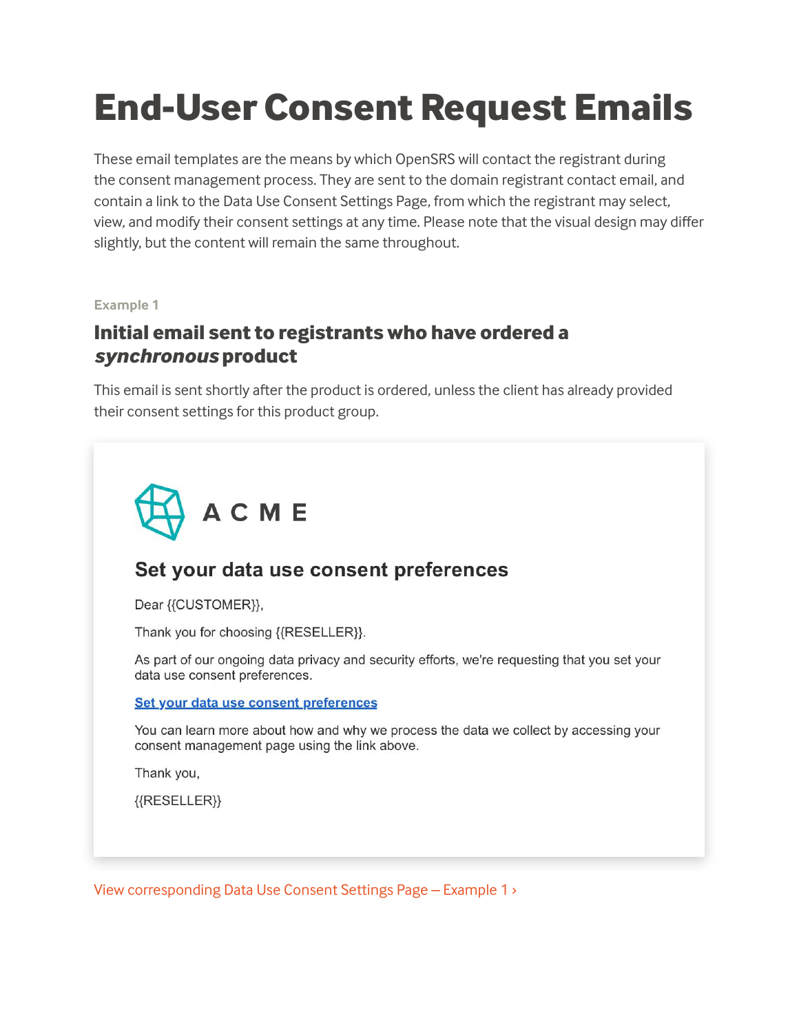# End-User Consent Request Emails

These email templates are the means by which OpenSRS will contact the registrant during the consent management process. They are sent to the domain registrant contact email, and contain a link to the Data Use Consent Settings Page, from which the registrant may select, view, and modify their consent settings at any time. Please note that the visual design may differ slightly, but the content will remain the same throughout.

Example 1

## Initial email sent to registrants who have ordered a *synchronous* product

This email is sent shortly after the product is ordered, unless the client has already provided their consent settings for this product group.

ACME

### Set your data use consent preferences

Dear {{CUSTOMER}},

Thank you for choosing {{RESELLER}}.

As part of our ongoing data privacy and security efforts, we're requesting that you set your data use consent preferences.

Set your data use consent preferences

You can learn more about how and why we process the data we collect by accessing your consent management page using the link above.

Thank you,

{{RESELLER}}

View corresponding Data Use Consent Settings Page – Example 1 ›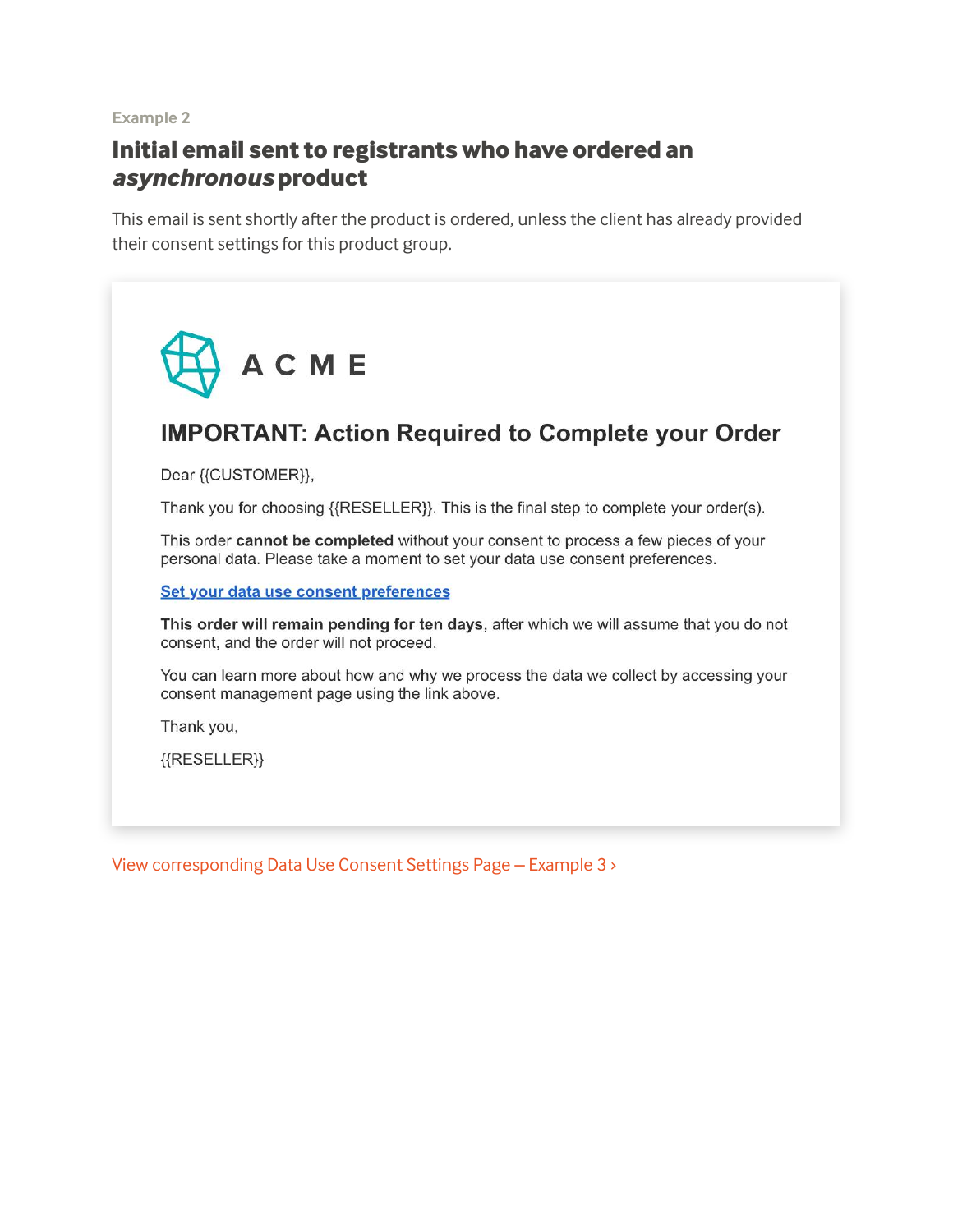Example 2

## Initial email sent to registrants who have ordered an *asynchronous* product

This email is sent shortly after the product is ordered, unless the client has already provided their consent settings for this product group.

ACME

### IMPORTANT: Action Required to Complete your Order

Dear {{CUSTOMER}},

Thank you for choosing {{RESELLER}}. This is the final step to complete your order(s).

This order **cannot be completed** without your consent to process a few pieces of your personal data. Please take a moment to set your data use consent preferences.

**Set your data use consent preferences**

**This order will remain pending for ten days**, after which we will assume that you do not consent, and the order will not proceed.

You can learn more about how and why we process the data we collect by accessing your consent management page using the link above.

Thank you,

{{RESELLER}}

View corresponding Data Use Consent Settings Page – Example 3 ›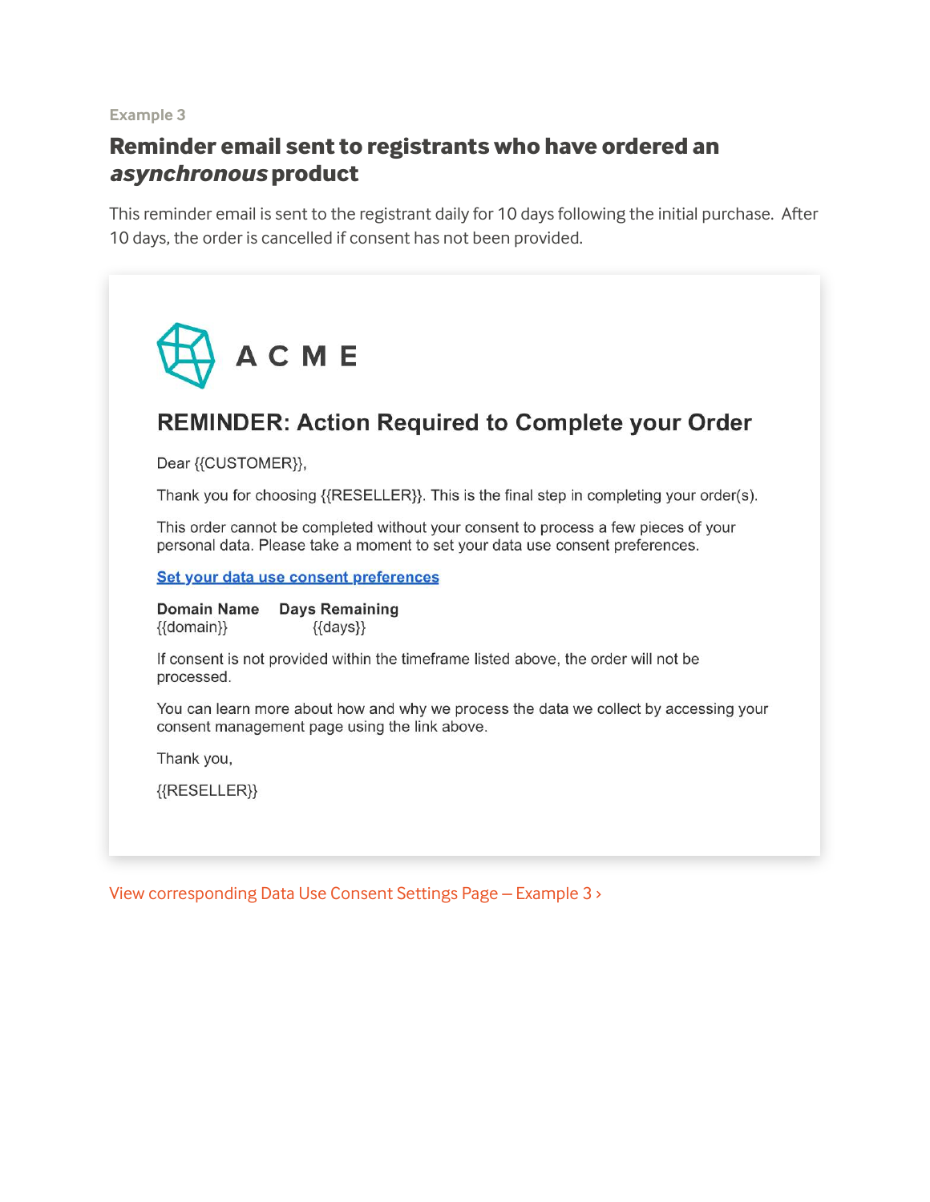Example 3

## Reminder email sent to registrants who have ordered an *asynchronous* product

This reminder email is sent to the registrant daily for 10 days following the initial purchase. After 10 days, the order is cancelled if consent has not been provided.

ACME

### REMINDER: Action Required to Complete your Order

Dear {{CUSTOMER}},

Thank you for choosing {{RESELLER}}. This is the final step in completing your order(s).

This order cannot be completed without your consent to process a few pieces of your personal data. Please take a moment to set your data use consent preferences.

[Set your data use consent preferences]

| Domain Name | Days Remaining |
|---|---|
| {{domain}} | {{days}} |

If consent is not provided within the timeframe listed above, the order will not be processed.

You can learn more about how and why we process the data we collect by accessing your consent management page using the link above.

Thank you,

{{RESELLER}}

View corresponding Data Use Consent Settings Page – Example 3 ›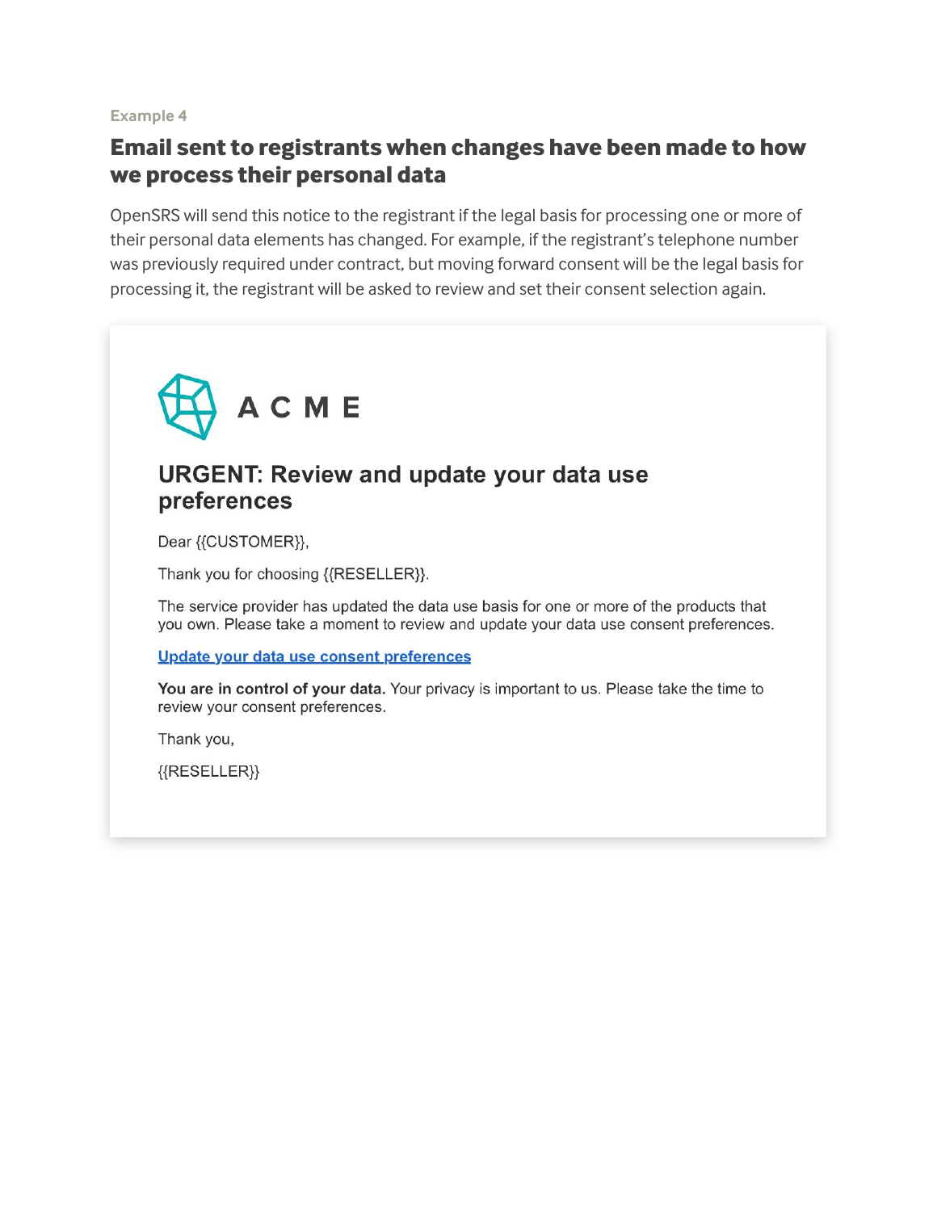Example 4

## Email sent to registrants when changes have been made to how we process their personal data

OpenSRS will send this notice to the registrant if the legal basis for processing one or more of their personal data elements has changed. For example, if the registrant's telephone number was previously required under contract, but moving forward consent will be the legal basis for processing it, the registrant will be asked to review and set their consent selection again.

ACME

### URGENT: Review and update your data use preferences

Dear {{CUSTOMER}},

Thank you for choosing {{RESELLER}}.

The service provider has updated the data use basis for one or more of the products that you own. Please take a moment to review and update your data use consent preferences.

Update your data use consent preferences

**You are in control of your data.** Your privacy is important to us. Please take the time to review your consent preferences.

Thank you,

{{RESELLER}}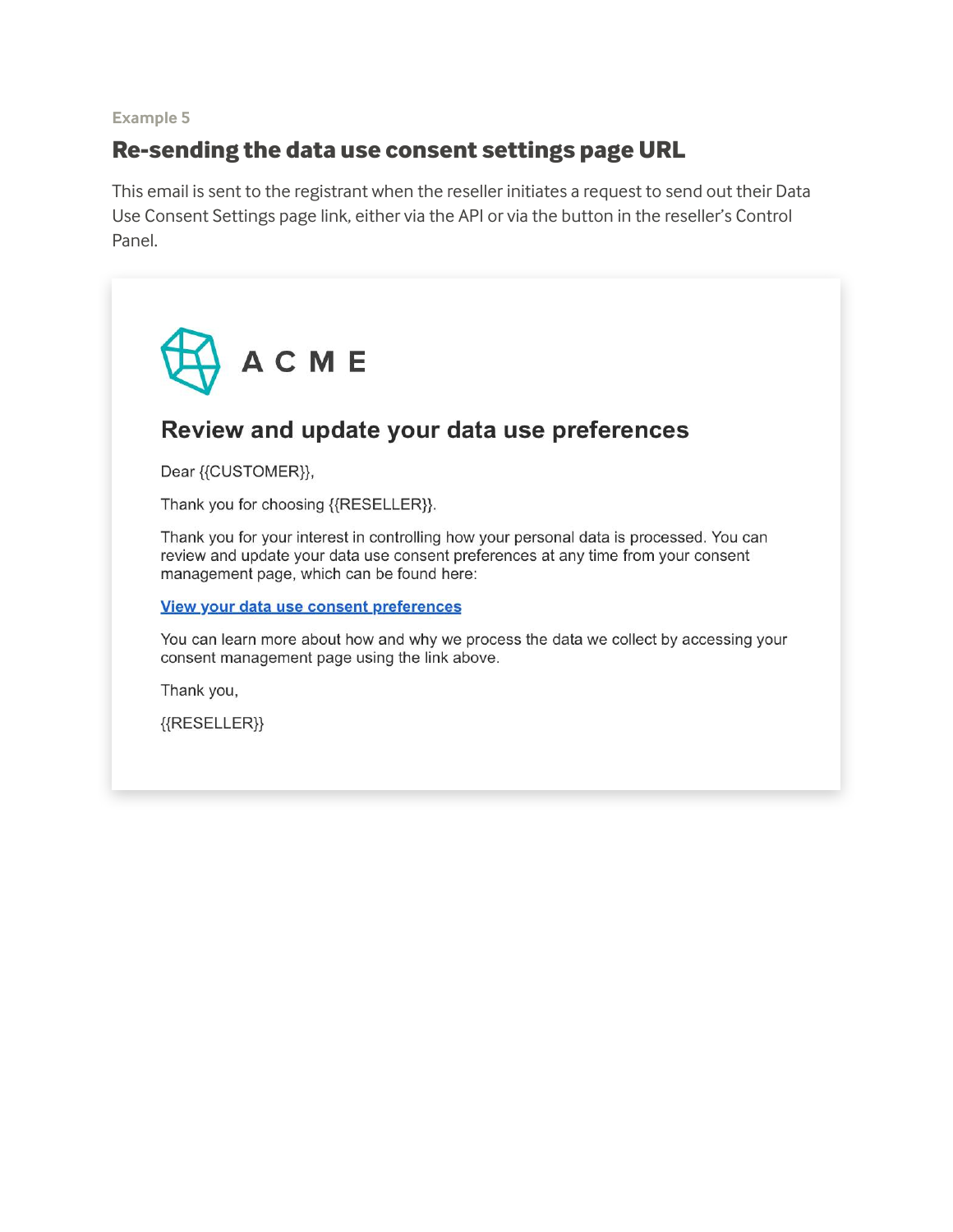Example 5

## Re-sending the data use consent settings page URL

This email is sent to the registrant when the reseller initiates a request to send out their Data Use Consent Settings page link, either via the API or via the button in the reseller's Control Panel.

ACME

### Review and update your data use preferences

Dear {{CUSTOMER}},

Thank you for choosing {{RESELLER}}.

Thank you for your interest in controlling how your personal data is processed. You can review and update your data use consent preferences at any time from your consent management page, which can be found here:

**View your data use consent preferences**

You can learn more about how and why we process the data we collect by accessing your consent management page using the link above.

Thank you,

{{RESELLER}}